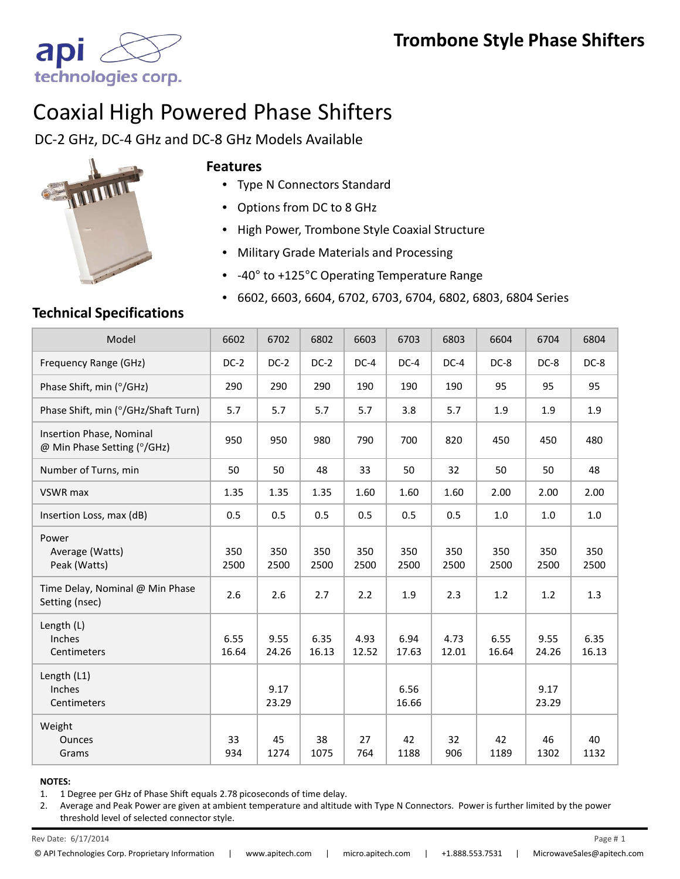# Trombone Style Phase Shifters

# Coaxial High Powered Phase Shifters

DC-2 GHz, DC-4 GHz and DC-8 GHz Models Available

### Features

- Type N Connectors Standard
- Options from DC to 8 GHz
- High Power, Trombone Style Coaxial Structure
- Military Grade Materials and Processing
- -40° to +125°C Operating Temperature Range
- 6602, 6603, 6604, 6702, 6703, 6704, 6802, 6803, 6804 Series

### Technical Specifications

| Model | 6602 | 6702 | 6802 | 6603 | 6703 | 6803 | 6604 | 6704 | 6804 |
|---|---|---|---|---|---|---|---|---|---|
| Frequency Range (GHz) | DC-2 | DC-2 | DC-2 | DC-4 | DC-4 | DC-4 | DC-8 | DC-8 | DC-8 |
| Phase Shift, min (°/GHz) | 290 | 290 | 290 | 190 | 190 | 190 | 95 | 95 | 95 |
| Phase Shift, min (°/GHz/Shaft Turn) | 5.7 | 5.7 | 5.7 | 5.7 | 3.8 | 5.7 | 1.9 | 1.9 | 1.9 |
| Insertion Phase, Nominal @ Min Phase Setting (°/GHz) | 950 | 950 | 980 | 790 | 700 | 820 | 450 | 450 | 480 |
| Number of Turns, min | 50 | 50 | 48 | 33 | 50 | 32 | 50 | 50 | 48 |
| VSWR max | 1.35 | 1.35 | 1.35 | 1.60 | 1.60 | 1.60 | 2.00 | 2.00 | 2.00 |
| Insertion Loss, max (dB) | 0.5 | 0.5 | 0.5 | 0.5 | 0.5 | 0.5 | 1.0 | 1.0 | 1.0 |
| Power Average (Watts) | 350 | 350 | 350 | 350 | 350 | 350 | 350 | 350 | 350 |
| Power Peak (Watts) | 2500 | 2500 | 2500 | 2500 | 2500 | 2500 | 2500 | 2500 | 2500 |
| Time Delay, Nominal @ Min Phase Setting (nsec) | 2.6 | 2.6 | 2.7 | 2.2 | 1.9 | 2.3 | 1.2 | 1.2 | 1.3 |
| Length (L) Inches | 6.55 | 9.55 | 6.35 | 4.93 | 6.94 | 4.73 | 6.55 | 9.55 | 6.35 |
| Length (L) Centimeters | 16.64 | 24.26 | 16.13 | 12.52 | 17.63 | 12.01 | 16.64 | 24.26 | 16.13 |
| Length (L1) Inches | | 9.17 | | | 6.56 | | | 9.17 | |
| Length (L1) Centimeters | | 23.29 | | | 16.66 | | | 23.29 | |
| Weight Ounces | 33 | 45 | 38 | 27 | 42 | 32 | 42 | 46 | 40 |
| Weight Grams | 934 | 1274 | 1075 | 764 | 1188 | 906 | 1189 | 1302 | 1132 |

**NOTES:**

1. 1 Degree per GHz of Phase Shift equals 2.78 picoseconds of time delay.
2. Average and Peak Power are given at ambient temperature and altitude with Type N Connectors. Power is further limited by the power threshold level of selected connector style.

Rev Date: 6/17/2014

© API Technologies Corp. Proprietary Information | www.apitech.com | micro.apitech.com | +1.888.553.7531 | MicrowaveSales@apitech.com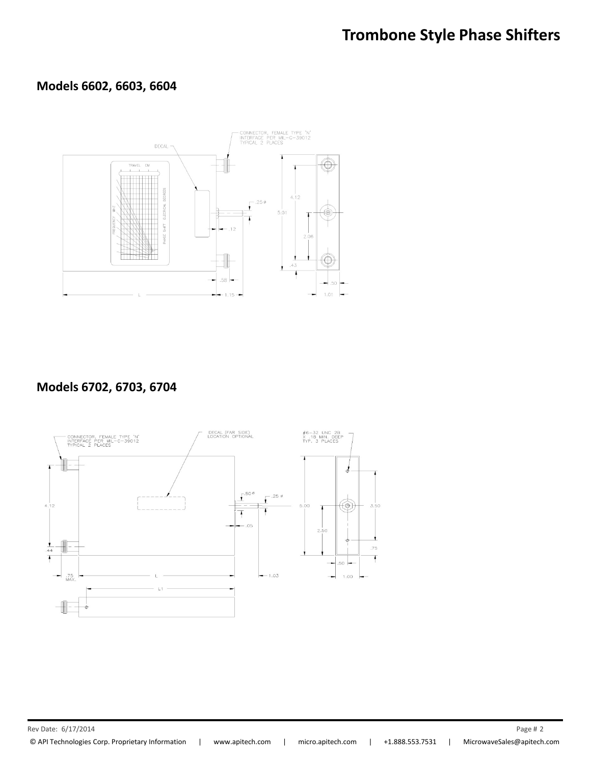# Trombone Style Phase Shifters

## Models 6602, 6603, 6604

CONNECTOR, FEMALE TYPE "N" INTERFACE PER MIL-C-39012 TYPICAL 2 PLACES

DECAL

TRAVEL CM

FREQUENCY MHZ

PHASE SHIFT ELECTRICAL DEGREES

.25 ø

.12

4.12

5.01

2.06

.43

.58

L

1.15

.50

1.01

## Models 6702, 6703, 6704

CONNECTOR, FEMALE TYPE "N" INTERFACE PER MIL-C-39012 TYPICAL 2 PLACES

DECAL (FAR SIDE) LOCATION OPTIONAL

#6-32 UNC 2B X .18 MIN. DEEP TYP. 3 PLACES

.50 ø

.25 ø

4.12

.44

.05

5.00

2.50

3.50

.75

.50

1.00

.75 MAX.

L

1.03

L1

Rev Date: 6/17/2014

© API Technologies Corp. Proprietary Information | www.apitech.com | micro.apitech.com | +1.888.553.7531 | MicrowaveSales@apitech.com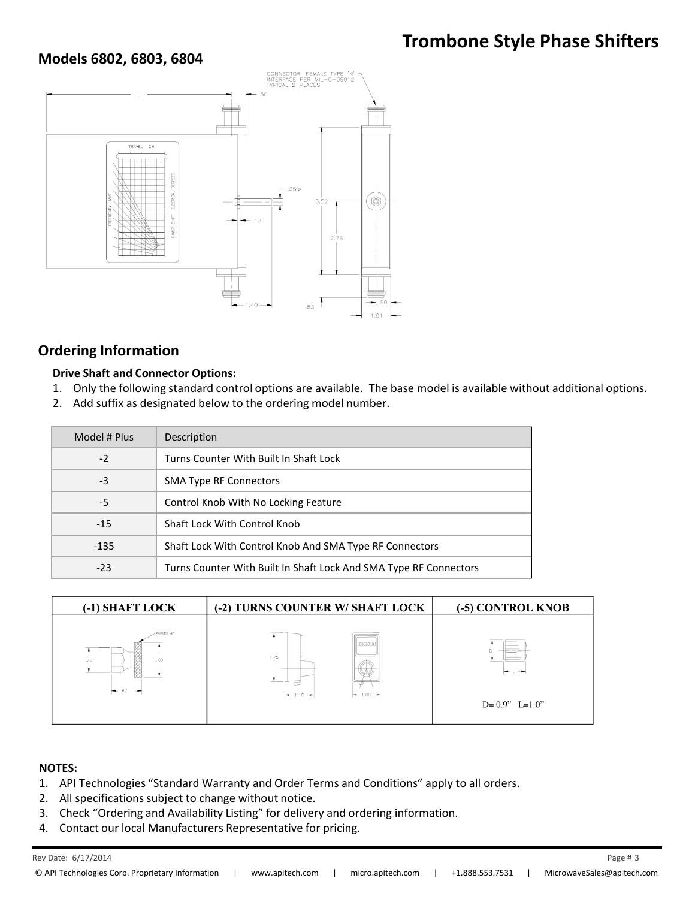# Trombone Style Phase Shifters

## Models 6802, 6803, 6804

CONNECTOR, FEMALE TYPE 'N' INTERFACE PER MIL-C-39012 TYPICAL 2 PLACES

L

.50

TRAVEL CM

FREQUENCY MHZ

PHASE SHIFT ELECTRICAL DEGREES

.25 ⌀

.12

5.52

2.76

1.40

.83

.50

1.01

## Ordering Information

**Drive Shaft and Connector Options:**

1. Only the following standard control options are available. The base model is available without additional options.
2. Add suffix as designated below to the ordering model number.

| Model # Plus | Description |
|---|---|
| -2 | Turns Counter With Built In Shaft Lock |
| -3 | SMA Type RF Connectors |
| -5 | Control Knob With No Locking Feature |
| -15 | Shaft Lock With Control Knob |
| -135 | Shaft Lock With Control Knob And SMA Type RF Connectors |
| -23 | Turns Counter With Built In Shaft Lock And SMA Type RF Connectors |

| (-1) SHAFT LOCK | (-2) TURNS COUNTER W/ SHAFT LOCK | (-5) CONTROL KNOB |
|---|---|---|
| KNURLED NUT .72 1.00 .87 | 1.75 1.10 1.00 | D L D= 0.9" L=1.0" |

**NOTES:**

1. API Technologies "Standard Warranty and Order Terms and Conditions" apply to all orders.
2. All specifications subject to change without notice.
3. Check "Ordering and Availability Listing" for delivery and ordering information.
4. Contact our local Manufacturers Representative for pricing.

Rev Date: 6/17/2014

© API Technologies Corp. Proprietary Information | www.apitech.com | micro.apitech.com | +1.888.553.7531 | MicrowaveSales@apitech.com